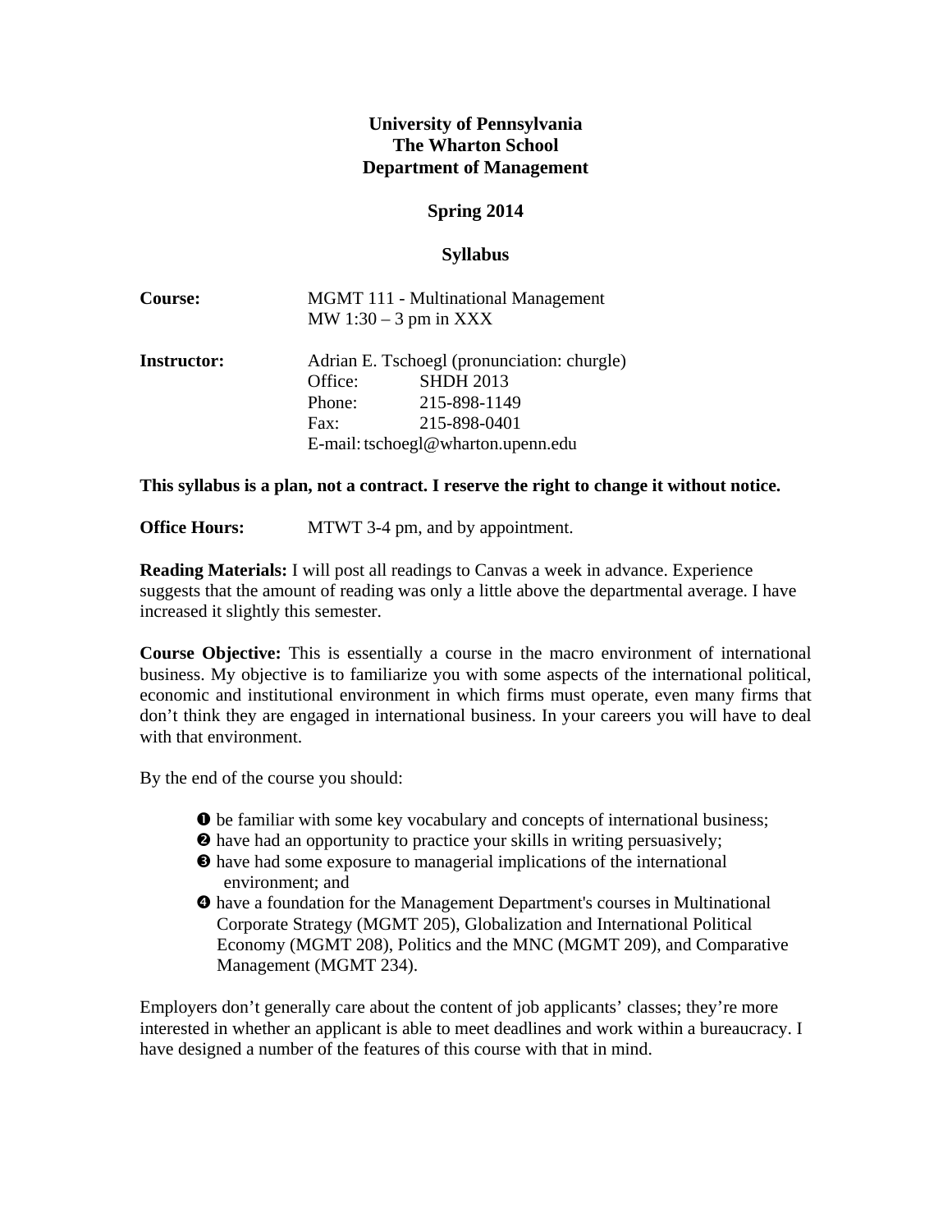**University of Pennsylvania**
**The Wharton School**
**Department of Management**

**Spring 2014**

**Syllabus**

**Course:** MGMT 111 - Multinational Management
MW 1:30 – 3 pm in XXX

**Instructor:** Adrian E. Tschoegl (pronunciation: churgle)
Office: SHDH 2013
Phone: 215-898-1149
Fax: 215-898-0401
E-mail: tschoegl@wharton.upenn.edu

**This syllabus is a plan, not a contract. I reserve the right to change it without notice.**

**Office Hours:** MTWT 3-4 pm, and by appointment.

**Reading Materials:** I will post all readings to Canvas a week in advance. Experience suggests that the amount of reading was only a little above the departmental average. I have increased it slightly this semester.

**Course Objective:** This is essentially a course in the macro environment of international business. My objective is to familiarize you with some aspects of the international political, economic and institutional environment in which firms must operate, even many firms that don't think they are engaged in international business. In your careers you will have to deal with that environment.

By the end of the course you should:

- ❶ be familiar with some key vocabulary and concepts of international business;
- ❷ have had an opportunity to practice your skills in writing persuasively;
- ❸ have had some exposure to managerial implications of the international environment; and
- ❹ have a foundation for the Management Department's courses in Multinational Corporate Strategy (MGMT 205), Globalization and International Political Economy (MGMT 208), Politics and the MNC (MGMT 209), and Comparative Management (MGMT 234).

Employers don't generally care about the content of job applicants' classes; they're more interested in whether an applicant is able to meet deadlines and work within a bureaucracy. I have designed a number of the features of this course with that in mind.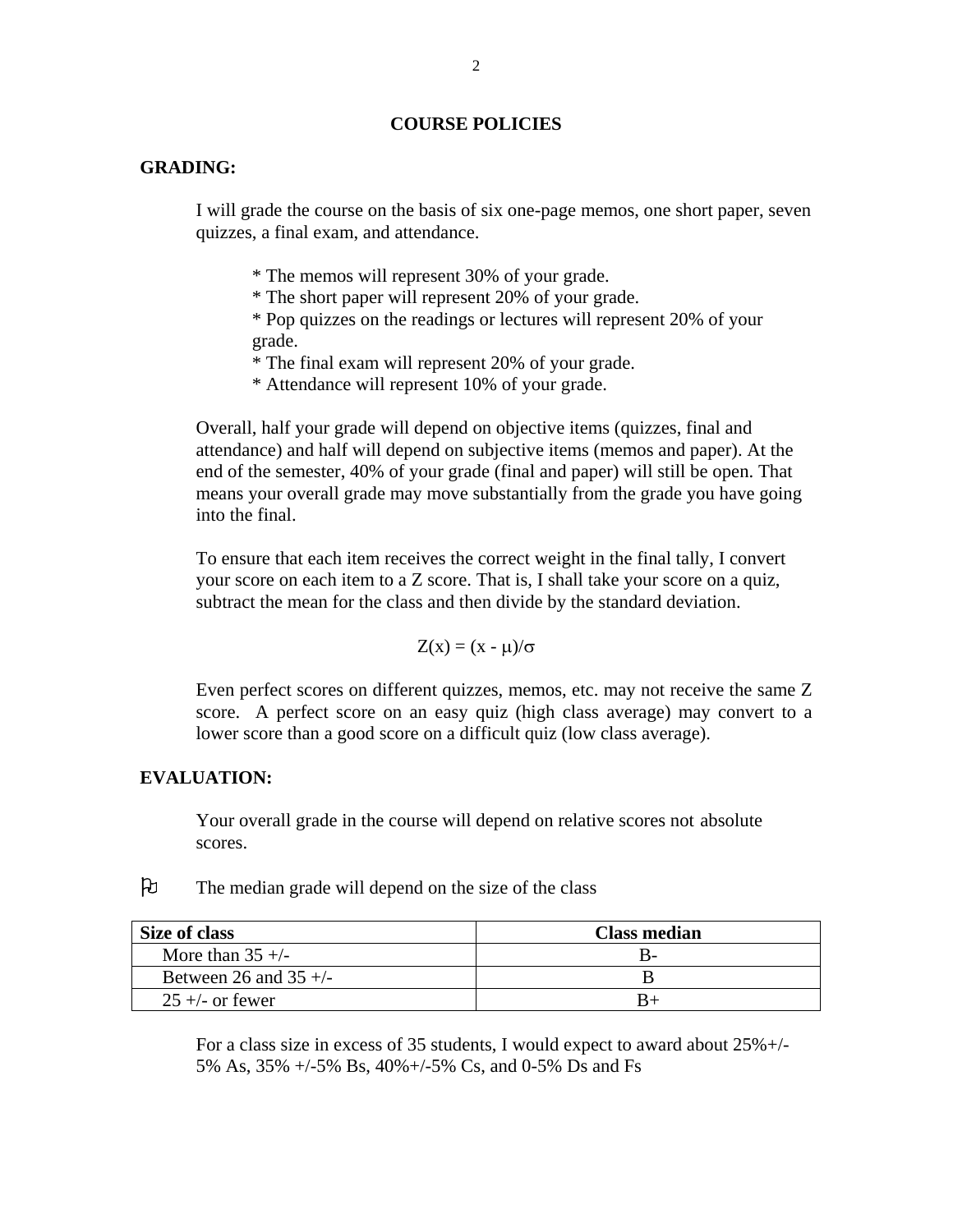## COURSE POLICIES

### GRADING:

I will grade the course on the basis of six one-page memos, one short paper, seven quizzes, a final exam, and attendance.

* The memos will represent 30% of your grade.
* The short paper will represent 20% of your grade.
* Pop quizzes on the readings or lectures will represent 20% of your grade.
* The final exam will represent 20% of your grade.
* Attendance will represent 10% of your grade.

Overall, half your grade will depend on objective items (quizzes, final and attendance) and half will depend on subjective items (memos and paper). At the end of the semester, 40% of your grade (final and paper) will still be open. That means your overall grade may move substantially from the grade you have going into the final.

To ensure that each item receives the correct weight in the final tally, I convert your score on each item to a Z score. That is, I shall take your score on a quiz, subtract the mean for the class and then divide by the standard deviation.

$$Z(x) = (x - \mu)/\sigma$$

Even perfect scores on different quizzes, memos, etc. may not receive the same Z score. A perfect score on an easy quiz (high class average) may convert to a lower score than a good score on a difficult quiz (low class average).

### EVALUATION:

Your overall grade in the course will depend on relative scores not absolute scores.

- The median grade will depend on the size of the class

| Size of class | Class median |
|---|---|
| More than 35 +/- | B- |
| Between 26 and 35 +/- | B |
| 25 +/- or fewer | B+ |

For a class size in excess of 35 students, I would expect to award about 25%+/-5% As, 35% +/-5% Bs, 40%+/-5% Cs, and 0-5% Ds and Fs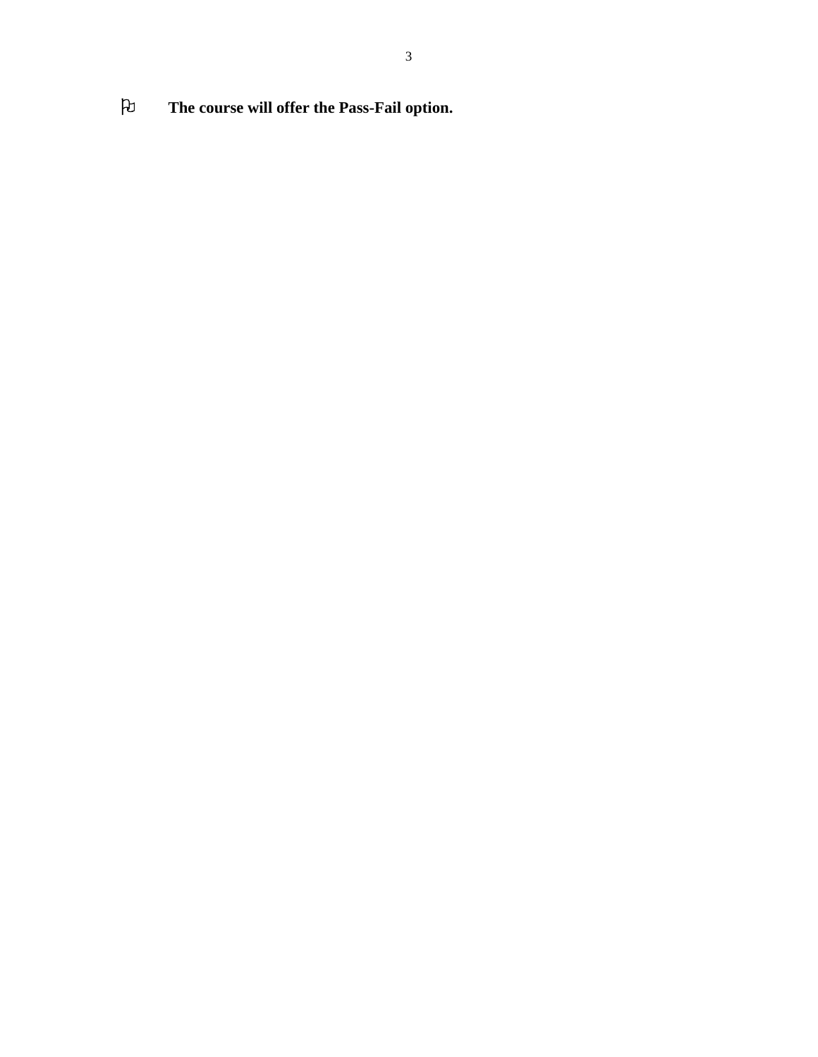- **The course will offer the Pass-Fail option.**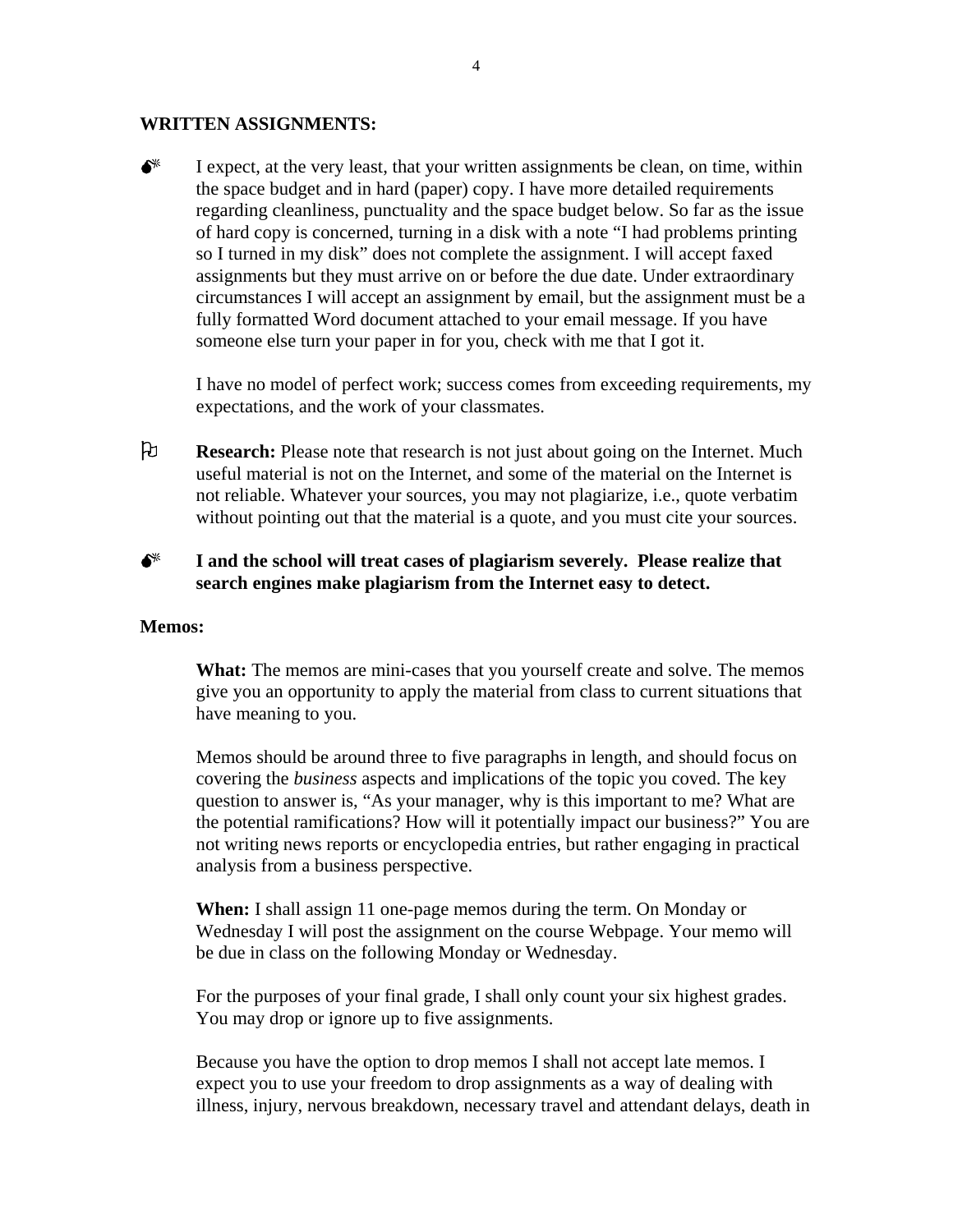**WRITTEN ASSIGNMENTS:**

- I expect, at the very least, that your written assignments be clean, on time, within the space budget and in hard (paper) copy. I have more detailed requirements regarding cleanliness, punctuality and the space budget below. So far as the issue of hard copy is concerned, turning in a disk with a note "I had problems printing so I turned in my disk" does not complete the assignment. I will accept faxed assignments but they must arrive on or before the due date. Under extraordinary circumstances I will accept an assignment by email, but the assignment must be a fully formatted Word document attached to your email message. If you have someone else turn your paper in for you, check with me that I got it.

  I have no model of perfect work; success comes from exceeding requirements, my expectations, and the work of your classmates.

- **Research:** Please note that research is not just about going on the Internet. Much useful material is not on the Internet, and some of the material on the Internet is not reliable. Whatever your sources, you may not plagiarize, i.e., quote verbatim without pointing out that the material is a quote, and you must cite your sources.

- **I and the school will treat cases of plagiarism severely. Please realize that search engines make plagiarism from the Internet easy to detect.**

**Memos:**

**What:** The memos are mini-cases that you yourself create and solve. The memos give you an opportunity to apply the material from class to current situations that have meaning to you.

Memos should be around three to five paragraphs in length, and should focus on covering the *business* aspects and implications of the topic you coved. The key question to answer is, "As your manager, why is this important to me? What are the potential ramifications? How will it potentially impact our business?" You are not writing news reports or encyclopedia entries, but rather engaging in practical analysis from a business perspective.

**When:** I shall assign 11 one-page memos during the term. On Monday or Wednesday I will post the assignment on the course Webpage. Your memo will be due in class on the following Monday or Wednesday.

For the purposes of your final grade, I shall only count your six highest grades. You may drop or ignore up to five assignments.

Because you have the option to drop memos I shall not accept late memos. I expect you to use your freedom to drop assignments as a way of dealing with illness, injury, nervous breakdown, necessary travel and attendant delays, death in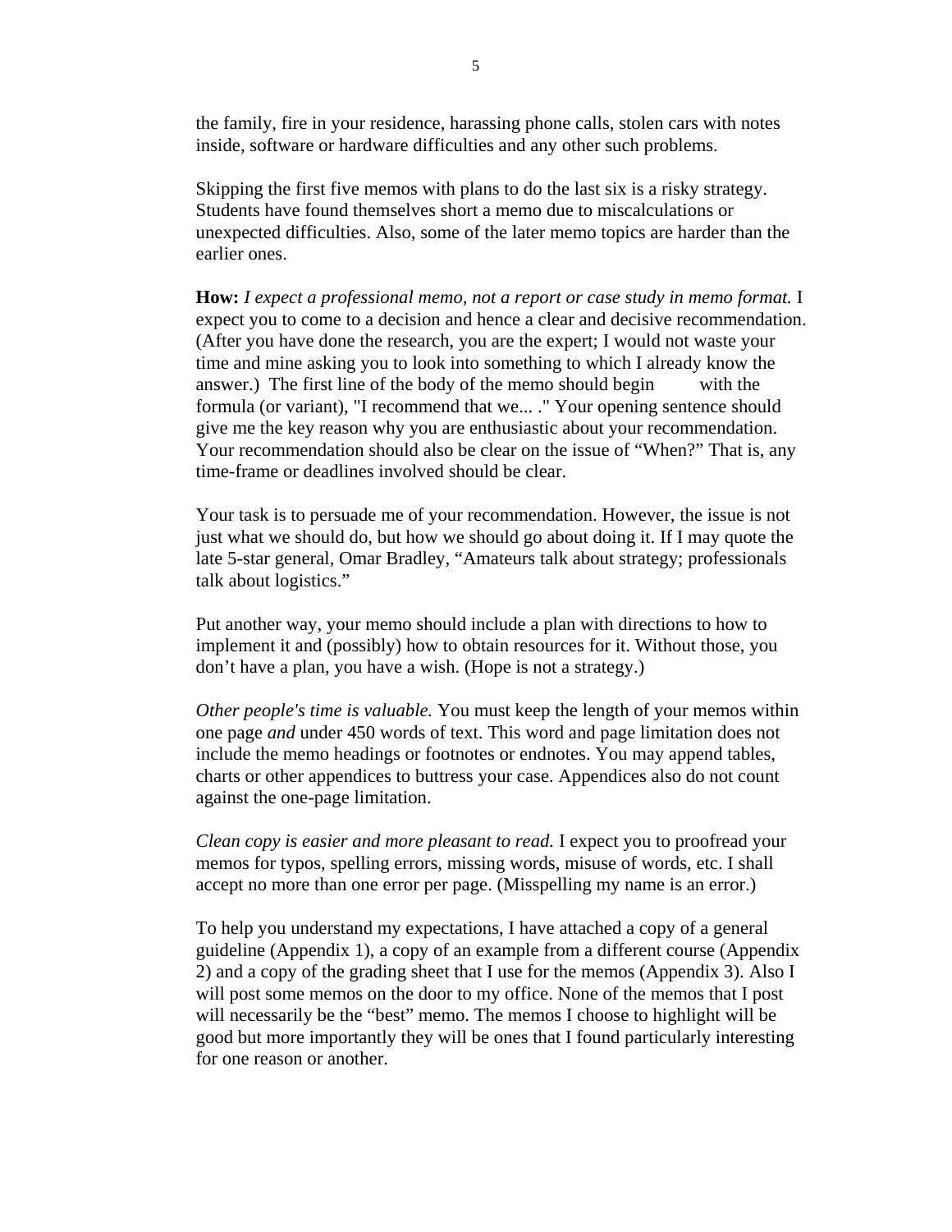the family, fire in your residence, harassing phone calls, stolen cars with notes inside, software or hardware difficulties and any other such problems.

Skipping the first five memos with plans to do the last six is a risky strategy. Students have found themselves short a memo due to miscalculations or unexpected difficulties. Also, some of the later memo topics are harder than the earlier ones.

**How:** *I expect a professional memo, not a report or case study in memo format.* I expect you to come to a decision and hence a clear and decisive recommendation. (After you have done the research, you are the expert; I would not waste your time and mine asking you to look into something to which I already know the answer.) The first line of the body of the memo should begin with the formula (or variant), "I recommend that we... ." Your opening sentence should give me the key reason why you are enthusiastic about your recommendation. Your recommendation should also be clear on the issue of "When?" That is, any time-frame or deadlines involved should be clear.

Your task is to persuade me of your recommendation. However, the issue is not just what we should do, but how we should go about doing it. If I may quote the late 5-star general, Omar Bradley, "Amateurs talk about strategy; professionals talk about logistics."

Put another way, your memo should include a plan with directions to how to implement it and (possibly) how to obtain resources for it. Without those, you don't have a plan, you have a wish. (Hope is not a strategy.)

*Other people's time is valuable.* You must keep the length of your memos within one page *and* under 450 words of text. This word and page limitation does not include the memo headings or footnotes or endnotes. You may append tables, charts or other appendices to buttress your case. Appendices also do not count against the one-page limitation.

*Clean copy is easier and more pleasant to read.* I expect you to proofread your memos for typos, spelling errors, missing words, misuse of words, etc. I shall accept no more than one error per page. (Misspelling my name is an error.)

To help you understand my expectations, I have attached a copy of a general guideline (Appendix 1), a copy of an example from a different course (Appendix 2) and a copy of the grading sheet that I use for the memos (Appendix 3). Also I will post some memos on the door to my office. None of the memos that I post will necessarily be the "best" memo. The memos I choose to highlight will be good but more importantly they will be ones that I found particularly interesting for one reason or another.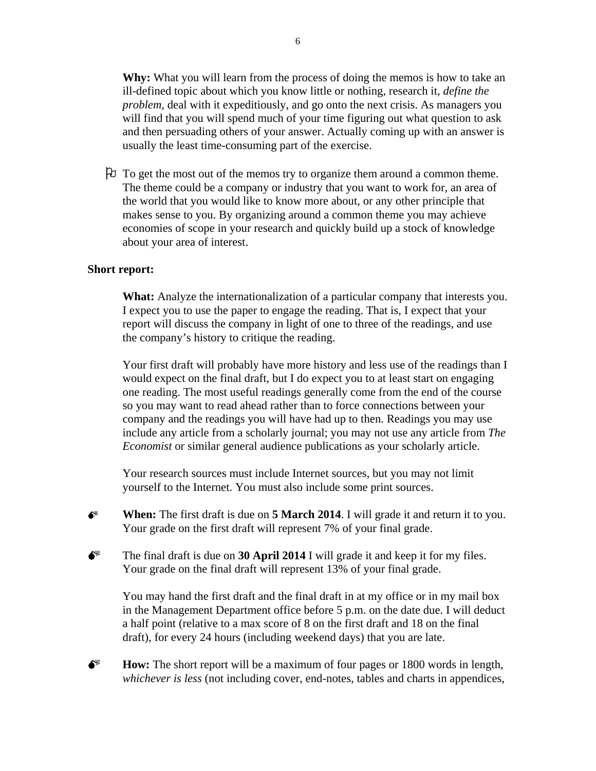**Why:** What you will learn from the process of doing the memos is how to take an ill-defined topic about which you know little or nothing, research it, *define the problem*, deal with it expeditiously, and go onto the next crisis. As managers you will find that you will spend much of your time figuring out what question to ask and then persuading others of your answer. Actually coming up with an answer is usually the least time-consuming part of the exercise.

- To get the most out of the memos try to organize them around a common theme. The theme could be a company or industry that you want to work for, an area of the world that you would like to know more about, or any other principle that makes sense to you. By organizing around a common theme you may achieve economies of scope in your research and quickly build up a stock of knowledge about your area of interest.

**Short report:**

**What:** Analyze the internationalization of a particular company that interests you. I expect you to use the paper to engage the reading. That is, I expect that your report will discuss the company in light of one to three of the readings, and use the company's history to critique the reading.

Your first draft will probably have more history and less use of the readings than I would expect on the final draft, but I do expect you to at least start on engaging one reading. The most useful readings generally come from the end of the course so you may want to read ahead rather than to force connections between your company and the readings you will have had up to then. Readings you may use include any article from a scholarly journal; you may not use any article from *The Economist* or similar general audience publications as your scholarly article.

Your research sources must include Internet sources, but you may not limit yourself to the Internet. You must also include some print sources.

- **When:** The first draft is due on **5 March 2014**. I will grade it and return it to you. Your grade on the first draft will represent 7% of your final grade.

- The final draft is due on **30 April 2014** I will grade it and keep it for my files. Your grade on the final draft will represent 13% of your final grade.

  You may hand the first draft and the final draft in at my office or in my mail box in the Management Department office before 5 p.m. on the date due. I will deduct a half point (relative to a max score of 8 on the first draft and 18 on the final draft), for every 24 hours (including weekend days) that you are late.

- **How:** The short report will be a maximum of four pages or 1800 words in length, *whichever is less* (not including cover, end-notes, tables and charts in appendices,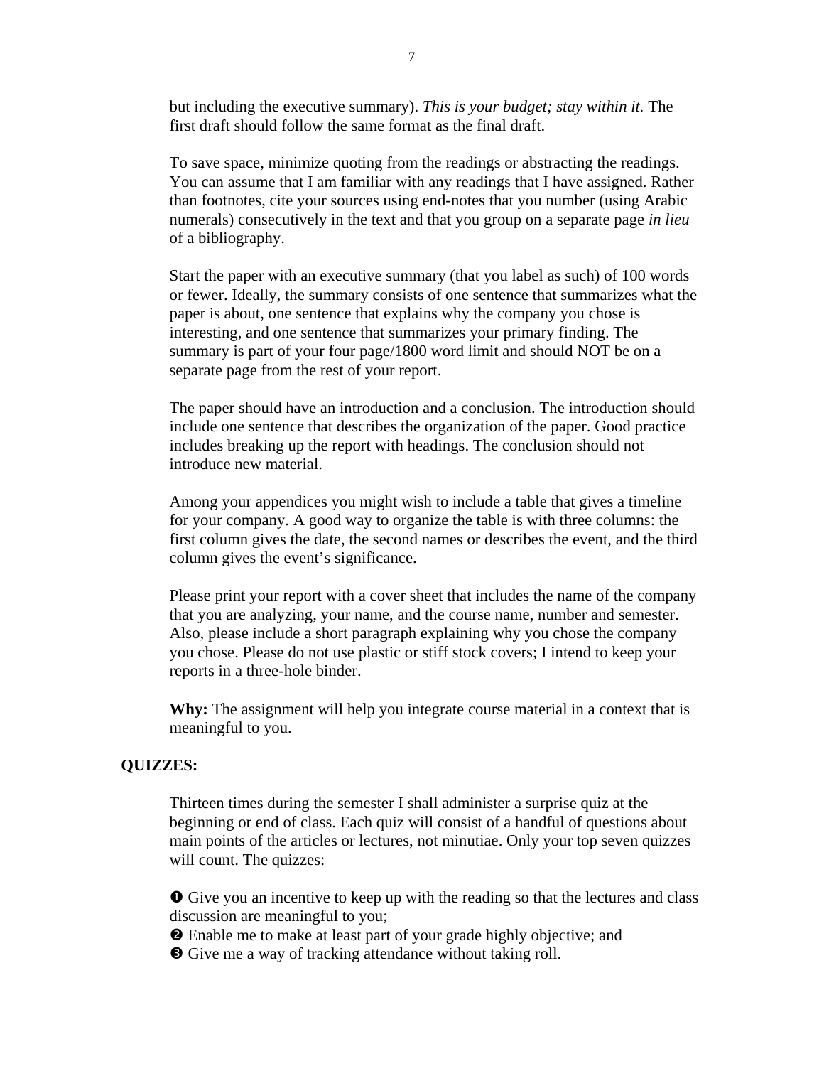but including the executive summary). *This is your budget; stay within it.* The first draft should follow the same format as the final draft.

To save space, minimize quoting from the readings or abstracting the readings. You can assume that I am familiar with any readings that I have assigned. Rather than footnotes, cite your sources using end-notes that you number (using Arabic numerals) consecutively in the text and that you group on a separate page *in lieu* of a bibliography.

Start the paper with an executive summary (that you label as such) of 100 words or fewer. Ideally, the summary consists of one sentence that summarizes what the paper is about, one sentence that explains why the company you chose is interesting, and one sentence that summarizes your primary finding. The summary is part of your four page/1800 word limit and should NOT be on a separate page from the rest of your report.

The paper should have an introduction and a conclusion. The introduction should include one sentence that describes the organization of the paper. Good practice includes breaking up the report with headings. The conclusion should not introduce new material.

Among your appendices you might wish to include a table that gives a timeline for your company. A good way to organize the table is with three columns: the first column gives the date, the second names or describes the event, and the third column gives the event's significance.

Please print your report with a cover sheet that includes the name of the company that you are analyzing, your name, and the course name, number and semester. Also, please include a short paragraph explaining why you chose the company you chose. Please do not use plastic or stiff stock covers; I intend to keep your reports in a three-hole binder.

**Why:** The assignment will help you integrate course material in a context that is meaningful to you.

**QUIZZES:**

Thirteen times during the semester I shall administer a surprise quiz at the beginning or end of class. Each quiz will consist of a handful of questions about main points of the articles or lectures, not minutiae. Only your top seven quizzes will count. The quizzes:

❶ Give you an incentive to keep up with the reading so that the lectures and class discussion are meaningful to you;
❷ Enable me to make at least part of your grade highly objective; and
❸ Give me a way of tracking attendance without taking roll.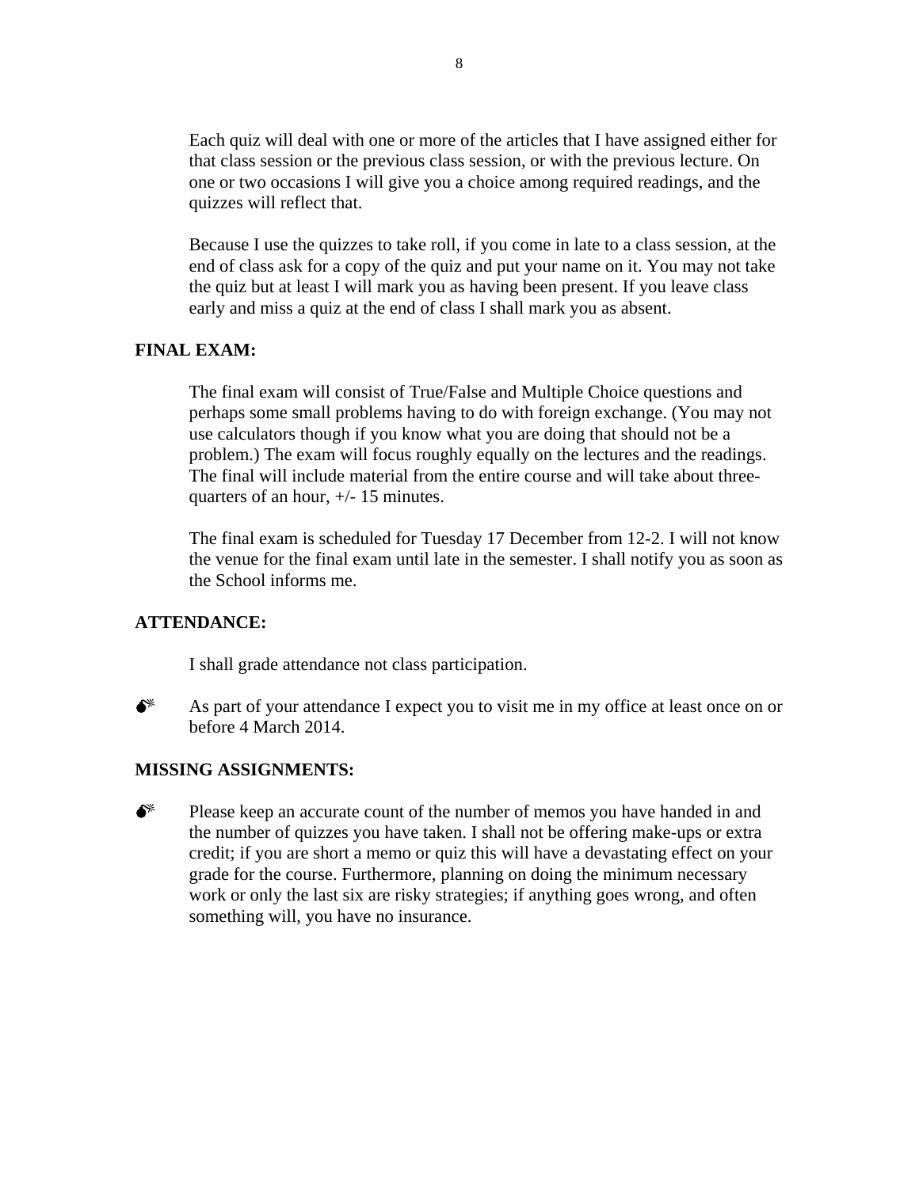Each quiz will deal with one or more of the articles that I have assigned either for that class session or the previous class session, or with the previous lecture. On one or two occasions I will give you a choice among required readings, and the quizzes will reflect that.

Because I use the quizzes to take roll, if you come in late to a class session, at the end of class ask for a copy of the quiz and put your name on it. You may not take the quiz but at least I will mark you as having been present. If you leave class early and miss a quiz at the end of class I shall mark you as absent.

**FINAL EXAM:**

The final exam will consist of True/False and Multiple Choice questions and perhaps some small problems having to do with foreign exchange. (You may not use calculators though if you know what you are doing that should not be a problem.) The exam will focus roughly equally on the lectures and the readings. The final will include material from the entire course and will take about three-quarters of an hour, +/- 15 minutes.

The final exam is scheduled for Tuesday 17 December from 12-2. I will not know the venue for the final exam until late in the semester. I shall notify you as soon as the School informs me.

**ATTENDANCE:**

I shall grade attendance not class participation.

- As part of your attendance I expect you to visit me in my office at least once on or before 4 March 2014.

**MISSING ASSIGNMENTS:**

- Please keep an accurate count of the number of memos you have handed in and the number of quizzes you have taken. I shall not be offering make-ups or extra credit; if you are short a memo or quiz this will have a devastating effect on your grade for the course. Furthermore, planning on doing the minimum necessary work or only the last six are risky strategies; if anything goes wrong, and often something will, you have no insurance.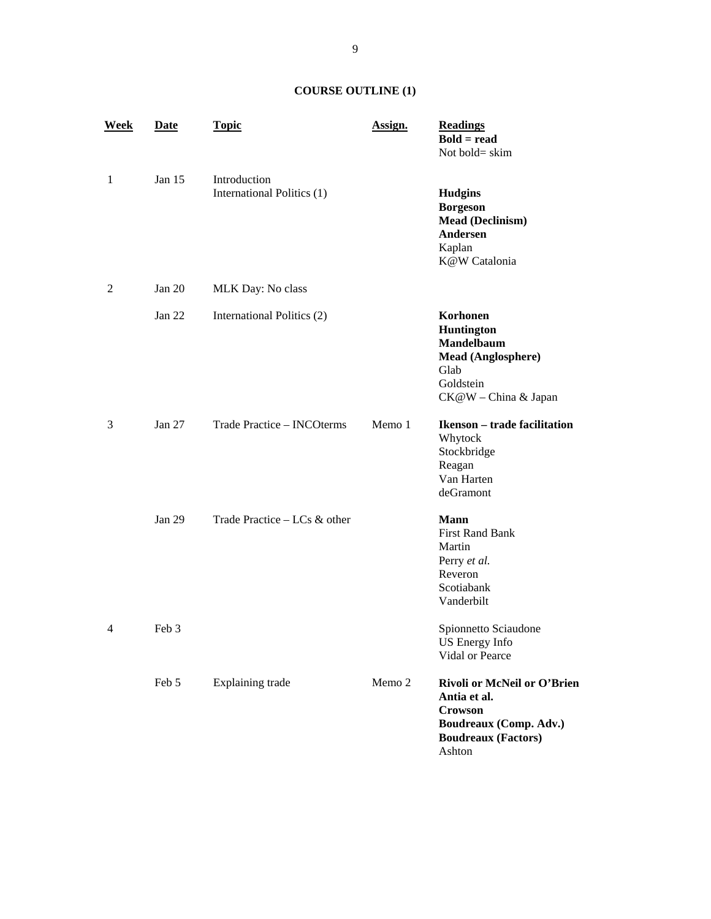**COURSE OUTLINE (1)**

| Week | Date | Topic | Assign. | Readings<br>**Bold = read**<br>Not bold= skim |
|---|---|---|---|---|
| 1 | Jan 15 | Introduction<br>International Politics (1) | | **Hudgins**<br>**Borgeson**<br>**Mead (Declinism)**<br>**Andersen**<br>Kaplan<br>K@W Catalonia |
| 2 | Jan 20 | MLK Day: No class | | |
| | Jan 22 | International Politics (2) | | **Korhonen**<br>**Huntington**<br>**Mandelbaum**<br>**Mead (Anglosphere)**<br>Glab<br>Goldstein<br>CK@W – China & Japan |
| 3 | Jan 27 | Trade Practice – INCOterms | Memo 1 | **Ikenson – trade facilitation**<br>Whytock<br>Stockbridge<br>Reagan<br>Van Harten<br>deGramont |
| | Jan 29 | Trade Practice – LCs & other | | **Mann**<br>First Rand Bank<br>Martin<br>Perry *et al.*<br>Reveron<br>Scotiabank<br>Vanderbilt |
| 4 | Feb 3 | | | Spionnetto Sciaudone<br>US Energy Info<br>Vidal or Pearce |
| | Feb 5 | Explaining trade | Memo 2 | **Rivoli or McNeil or O'Brien**<br>**Antia et al.**<br>**Crowson**<br>**Boudreaux (Comp. Adv.)**<br>**Boudreaux (Factors)**<br>Ashton |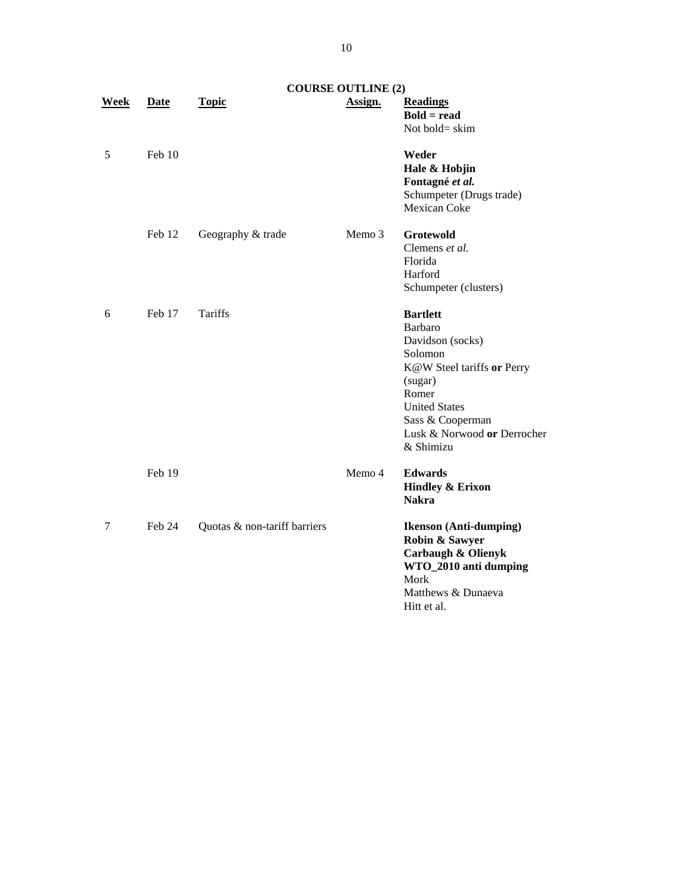**COURSE OUTLINE (2)**

| Week | Date | Topic | Assign. | Readings<br>**Bold = read**<br>Not bold= skim |
|---|---|---|---|---|
| 5 | Feb 10 | | | **Weder**<br>**Hale & Hobjin**<br>**Fontagné *et al.***<br>Schumpeter (Drugs trade)<br>Mexican Coke |
| | Feb 12 | Geography & trade | Memo 3 | **Grotewold**<br>Clemens *et al.*<br>Florida<br>Harford<br>Schumpeter (clusters) |
| 6 | Feb 17 | Tariffs | | **Bartlett**<br>Barbaro<br>Davidson (socks)<br>Solomon<br>K@W Steel tariffs **or** Perry (sugar)<br>Romer<br>United States<br>Sass & Cooperman<br>Lusk & Norwood **or** Derrocher & Shimizu |
| | Feb 19 | | Memo 4 | **Edwards**<br>**Hindley & Erixon**<br>**Nakra** |
| 7 | Feb 24 | Quotas & non-tariff barriers | | **Ikenson (Anti-dumping)**<br>**Robin & Sawyer**<br>**Carbaugh & Olienyk**<br>**WTO_2010 anti dumping**<br>Mork<br>Matthews & Dunaeva<br>Hitt et al. |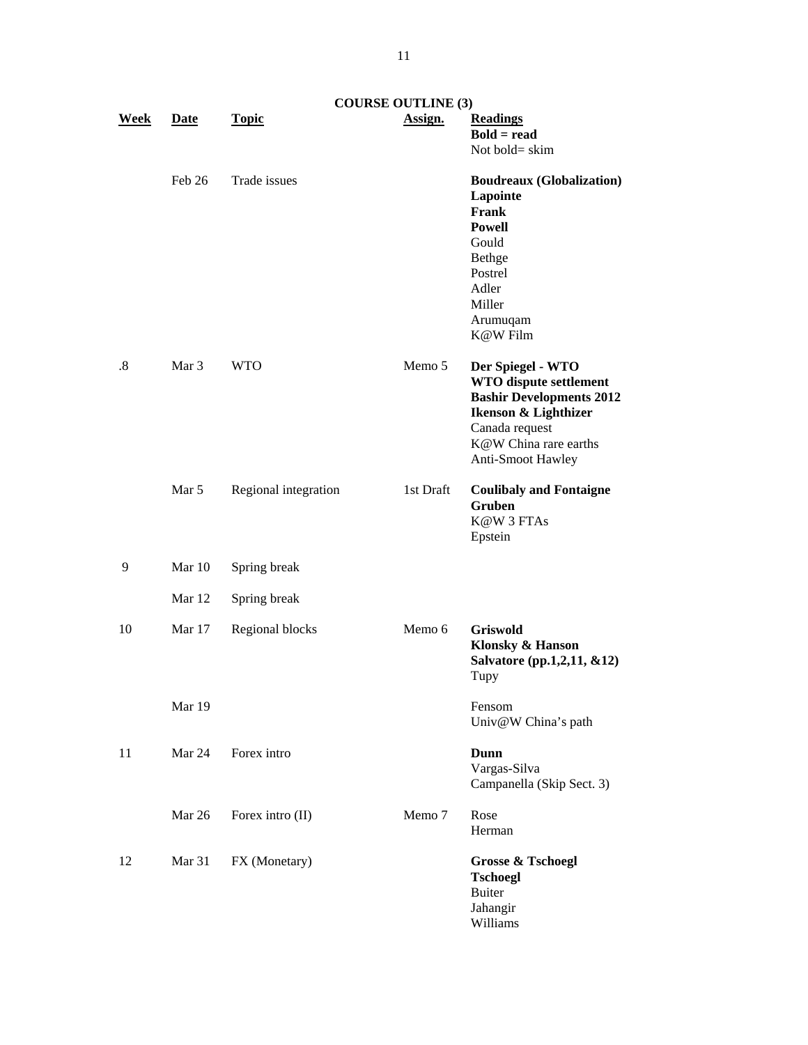**COURSE OUTLINE (3)**

| Week | Date | Topic | Assign. | Readings<br>**Bold = read**<br>Not bold= skim |
|---|---|---|---|---|
| | Feb 26 | Trade issues | | **Boudreaux (Globalization)**<br>**Lapointe**<br>**Frank**<br>**Powell**<br>Gould<br>Bethge<br>Postrel<br>Adler<br>Miller<br>Arumuqam<br>K@W Film |
| .8 | Mar 3 | WTO | Memo 5 | **Der Spiegel - WTO**<br>**WTO dispute settlement**<br>**Bashir Developments 2012**<br>**Ikenson & Lighthizer**<br>Canada request<br>K@W China rare earths<br>Anti-Smoot Hawley |
| | Mar 5 | Regional integration | 1st Draft | **Coulibaly and Fontaigne**<br>**Gruben**<br>K@W 3 FTAs<br>Epstein |
| 9 | Mar 10 | Spring break | | |
| | Mar 12 | Spring break | | |
| 10 | Mar 17 | Regional blocks | Memo 6 | **Griswold**<br>**Klonsky & Hanson**<br>**Salvatore (pp.1,2,11, &12)**<br>Tupy |
| | Mar 19 | | | Fensom<br>Univ@W China's path |
| 11 | Mar 24 | Forex intro | | **Dunn**<br>Vargas-Silva<br>Campanella (Skip Sect. 3) |
| | Mar 26 | Forex intro (II) | Memo 7 | Rose<br>Herman |
| 12 | Mar 31 | FX (Monetary) | | **Grosse & Tschoegl**<br>**Tschoegl**<br>Buiter<br>Jahangir<br>Williams |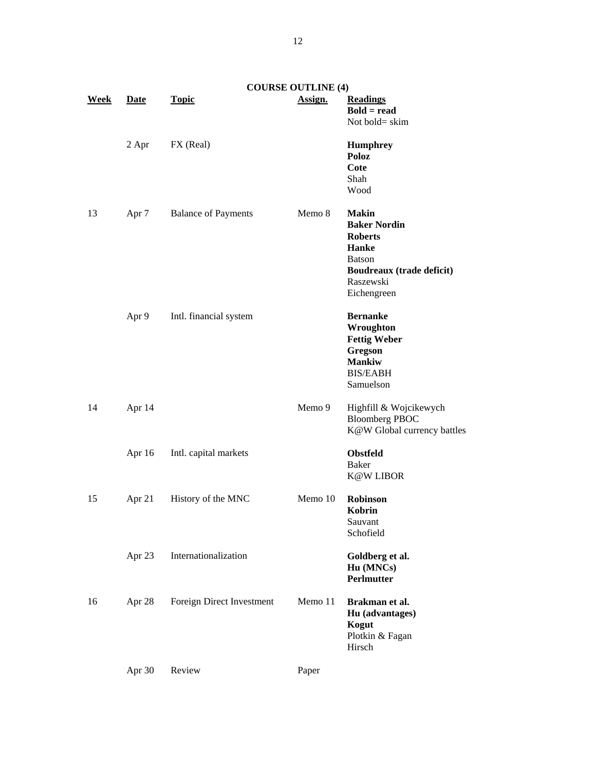## COURSE OUTLINE (4)

| Week | Date | Topic | Assign. | Readings<br>**Bold = read**<br>Not bold= skim |
|---|---|---|---|---|
| | 2 Apr | FX (Real) | | **Humphrey**<br>**Poloz**<br>**Cote**<br>Shah<br>Wood |
| 13 | Apr 7 | Balance of Payments | Memo 8 | **Makin**<br>**Baker Nordin**<br>**Roberts**<br>**Hanke**<br>Batson<br>**Boudreaux (trade deficit)**<br>Raszewski<br>Eichengreen |
| | Apr 9 | Intl. financial system | | **Bernanke**<br>**Wroughton**<br>**Fettig Weber**<br>**Gregson**<br>**Mankiw**<br>BIS/EABH<br>Samuelson |
| 14 | Apr 14 | | Memo 9 | Highfill & Wojcikewych<br>Bloomberg PBOC<br>K@W Global currency battles |
| | Apr 16 | Intl. capital markets | | **Obstfeld**<br>Baker<br>K@W LIBOR |
| 15 | Apr 21 | History of the MNC | Memo 10 | **Robinson**<br>**Kobrin**<br>Sauvant<br>Schofield |
| | Apr 23 | Internationalization | | **Goldberg et al.**<br>**Hu (MNCs)**<br>**Perlmutter** |
| 16 | Apr 28 | Foreign Direct Investment | Memo 11 | **Brakman et al.**<br>**Hu (advantages)**<br>**Kogut**<br>Plotkin & Fagan<br>Hirsch |
| | Apr 30 | Review | Paper | |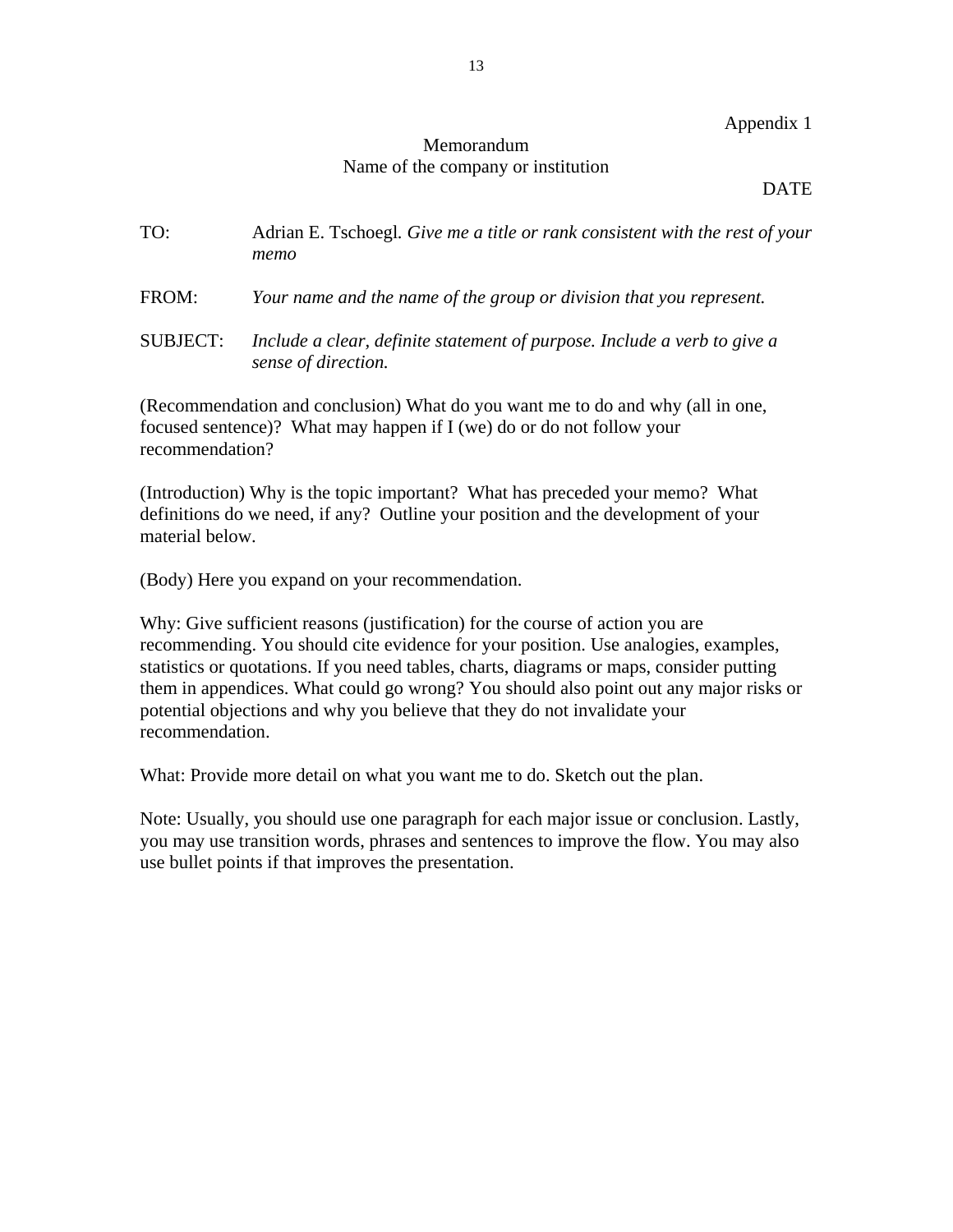Appendix 1

Memorandum

Name of the company or institution

DATE

TO: Adrian E. Tschoegl. *Give me a title or rank consistent with the rest of your memo*

FROM: *Your name and the name of the group or division that you represent.*

SUBJECT: *Include a clear, definite statement of purpose. Include a verb to give a sense of direction.*

(Recommendation and conclusion) What do you want me to do and why (all in one, focused sentence)? What may happen if I (we) do or do not follow your recommendation?

(Introduction) Why is the topic important? What has preceded your memo? What definitions do we need, if any? Outline your position and the development of your material below.

(Body) Here you expand on your recommendation.

Why: Give sufficient reasons (justification) for the course of action you are recommending. You should cite evidence for your position. Use analogies, examples, statistics or quotations. If you need tables, charts, diagrams or maps, consider putting them in appendices. What could go wrong? You should also point out any major risks or potential objections and why you believe that they do not invalidate your recommendation.

What: Provide more detail on what you want me to do. Sketch out the plan.

Note: Usually, you should use one paragraph for each major issue or conclusion. Lastly, you may use transition words, phrases and sentences to improve the flow. You may also use bullet points if that improves the presentation.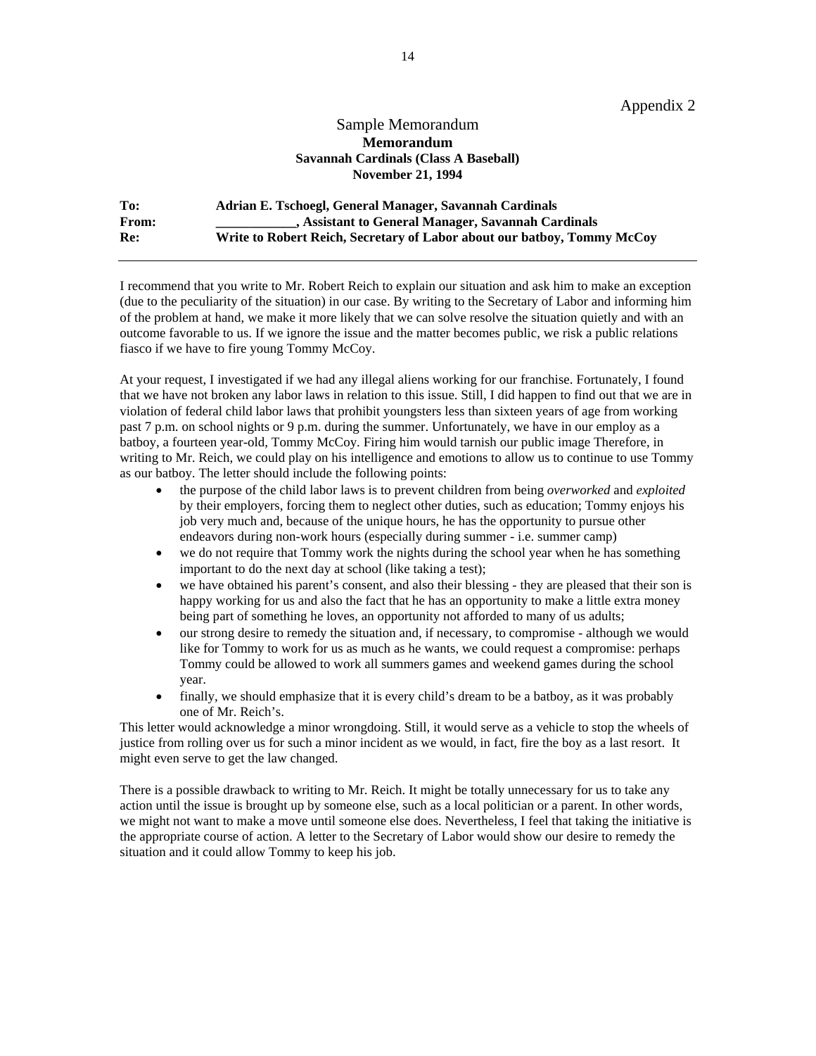Appendix 2

## Sample Memorandum

**Memorandum**

**Savannah Cardinals (Class A Baseball)**

**November 21, 1994**

**To:** **Adrian E. Tschoegl, General Manager, Savannah Cardinals**

**From:** **____________, Assistant to General Manager, Savannah Cardinals**

**Re:** **Write to Robert Reich, Secretary of Labor about our batboy, Tommy McCoy**

---

I recommend that you write to Mr. Robert Reich to explain our situation and ask him to make an exception (due to the peculiarity of the situation) in our case. By writing to the Secretary of Labor and informing him of the problem at hand, we make it more likely that we can solve resolve the situation quietly and with an outcome favorable to us. If we ignore the issue and the matter becomes public, we risk a public relations fiasco if we have to fire young Tommy McCoy.

At your request, I investigated if we had any illegal aliens working for our franchise. Fortunately, I found that we have not broken any labor laws in relation to this issue. Still, I did happen to find out that we are in violation of federal child labor laws that prohibit youngsters less than sixteen years of age from working past 7 p.m. on school nights or 9 p.m. during the summer. Unfortunately, we have in our employ as a batboy, a fourteen year-old, Tommy McCoy. Firing him would tarnish our public image Therefore, in writing to Mr. Reich, we could play on his intelligence and emotions to allow us to continue to use Tommy as our batboy. The letter should include the following points:

- the purpose of the child labor laws is to prevent children from being *overworked* and *exploited* by their employers, forcing them to neglect other duties, such as education; Tommy enjoys his job very much and, because of the unique hours, he has the opportunity to pursue other endeavors during non-work hours (especially during summer - i.e. summer camp)
- we do not require that Tommy work the nights during the school year when he has something important to do the next day at school (like taking a test);
- we have obtained his parent's consent, and also their blessing - they are pleased that their son is happy working for us and also the fact that he has an opportunity to make a little extra money being part of something he loves, an opportunity not afforded to many of us adults;
- our strong desire to remedy the situation and, if necessary, to compromise - although we would like for Tommy to work for us as much as he wants, we could request a compromise: perhaps Tommy could be allowed to work all summers games and weekend games during the school year.
- finally, we should emphasize that it is every child's dream to be a batboy, as it was probably one of Mr. Reich's.

This letter would acknowledge a minor wrongdoing. Still, it would serve as a vehicle to stop the wheels of justice from rolling over us for such a minor incident as we would, in fact, fire the boy as a last resort. It might even serve to get the law changed.

There is a possible drawback to writing to Mr. Reich. It might be totally unnecessary for us to take any action until the issue is brought up by someone else, such as a local politician or a parent. In other words, we might not want to make a move until someone else does. Nevertheless, I feel that taking the initiative is the appropriate course of action. A letter to the Secretary of Labor would show our desire to remedy the situation and it could allow Tommy to keep his job.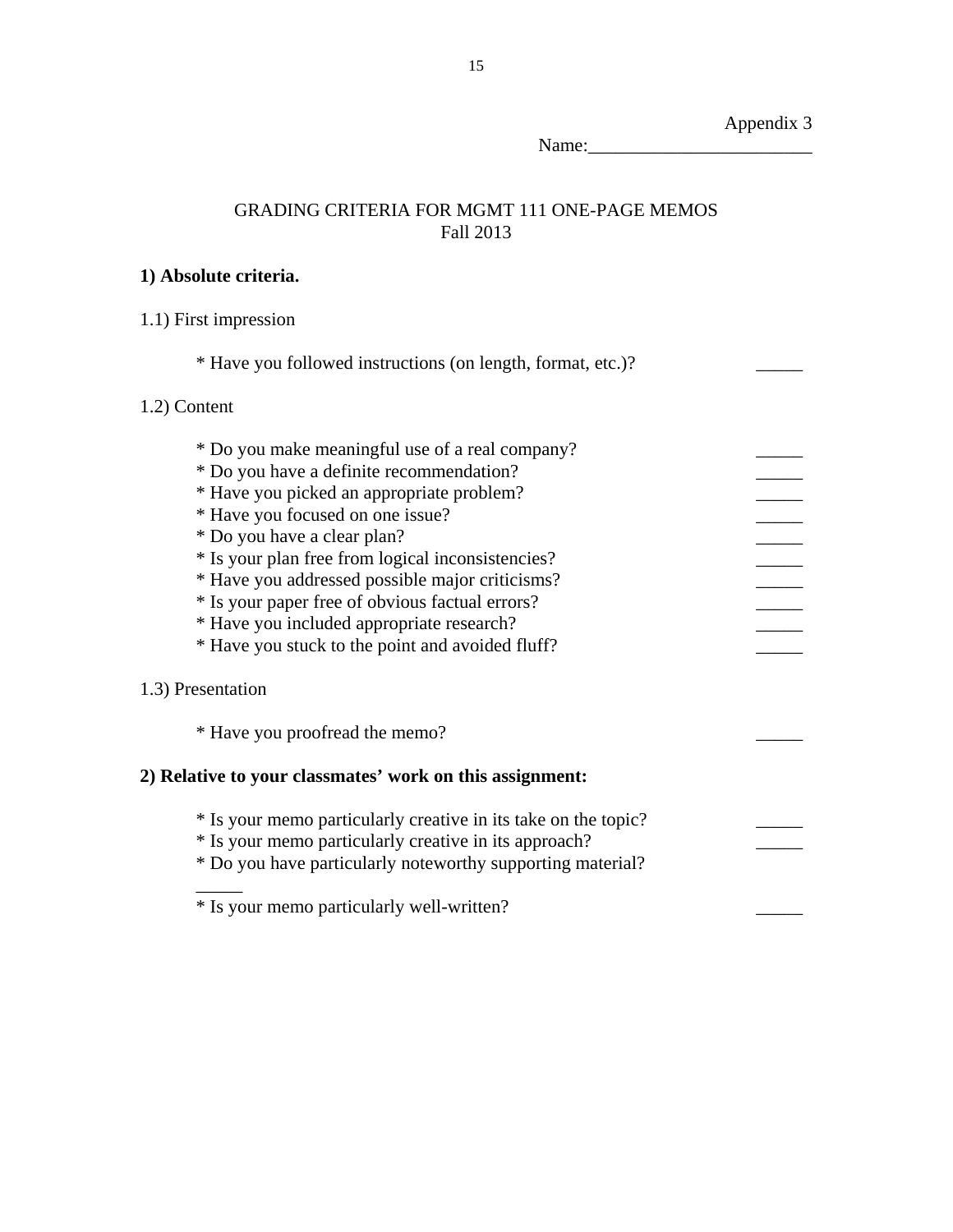Appendix 3

Name:________________________

# GRADING CRITERIA FOR MGMT 111 ONE-PAGE MEMOS
Fall 2013

**1) Absolute criteria.**

1.1) First impression

* Have you followed instructions (on length, format, etc.)? _____

1.2) Content

* Do you make meaningful use of a real company? _____
* Do you have a definite recommendation? _____
* Have you picked an appropriate problem? _____
* Have you focused on one issue? _____
* Do you have a clear plan? _____
* Is your plan free from logical inconsistencies? _____
* Have you addressed possible major criticisms? _____
* Is your paper free of obvious factual errors? _____
* Have you included appropriate research? _____
* Have you stuck to the point and avoided fluff? _____

1.3) Presentation

* Have you proofread the memo? _____

**2) Relative to your classmates' work on this assignment:**

* Is your memo particularly creative in its take on the topic? _____
* Is your memo particularly creative in its approach? _____
* Do you have particularly noteworthy supporting material? _____
* Is your memo particularly well-written? _____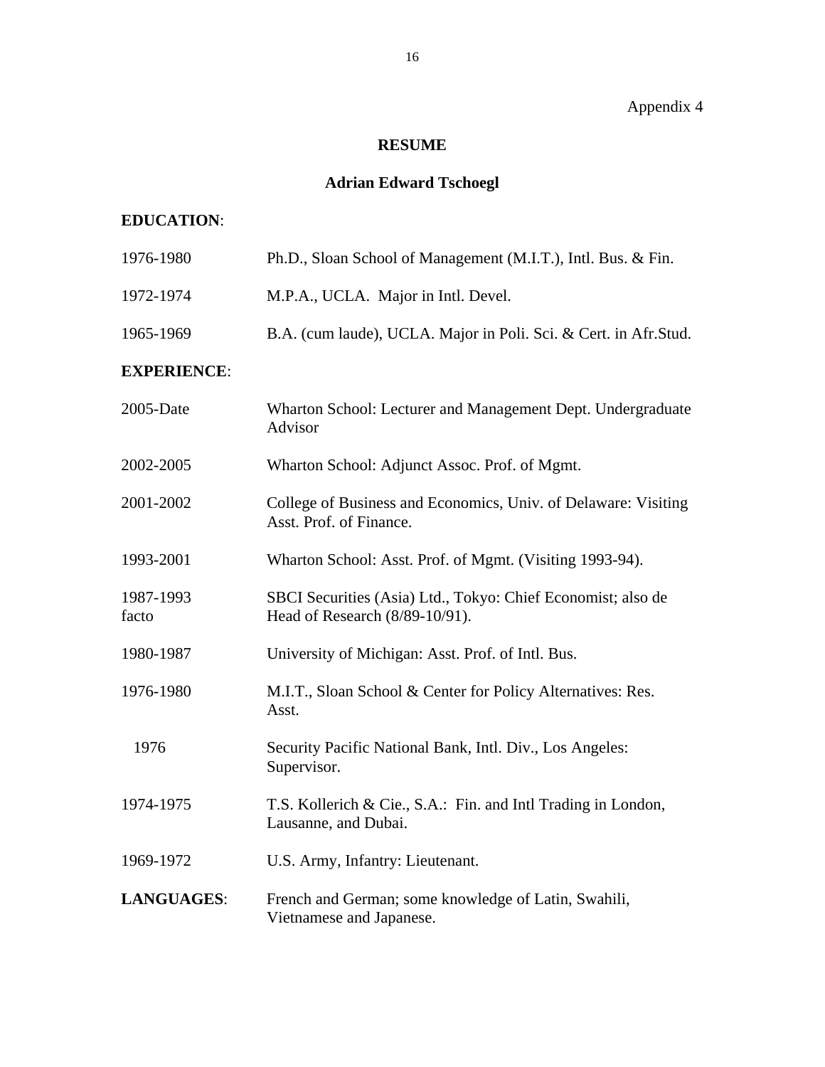Appendix 4

## RESUME

## Adrian Edward Tschoegl

**EDUCATION**:

| | |
|---|---|
| 1976-1980 | Ph.D., Sloan School of Management (M.I.T.), Intl. Bus. & Fin. |
| 1972-1974 | M.P.A., UCLA. Major in Intl. Devel. |
| 1965-1969 | B.A. (cum laude), UCLA. Major in Poli. Sci. & Cert. in Afr.Stud. |

**EXPERIENCE**:

| | |
|---|---|
| 2005-Date | Wharton School: Lecturer and Management Dept. Undergraduate Advisor |
| 2002-2005 | Wharton School: Adjunct Assoc. Prof. of Mgmt. |
| 2001-2002 | College of Business and Economics, Univ. of Delaware: Visiting Asst. Prof. of Finance. |
| 1993-2001 | Wharton School: Asst. Prof. of Mgmt. (Visiting 1993-94). |
| 1987-1993 | SBCI Securities (Asia) Ltd., Tokyo: Chief Economist; also de facto Head of Research (8/89-10/91). |
| 1980-1987 | University of Michigan: Asst. Prof. of Intl. Bus. |
| 1976-1980 | M.I.T., Sloan School & Center for Policy Alternatives: Res. Asst. |
| 1976 | Security Pacific National Bank, Intl. Div., Los Angeles: Supervisor. |
| 1974-1975 | T.S. Kollerich & Cie., S.A.: Fin. and Intl Trading in London, Lausanne, and Dubai. |
| 1969-1972 | U.S. Army, Infantry: Lieutenant. |

**LANGUAGES**: French and German; some knowledge of Latin, Swahili, Vietnamese and Japanese.